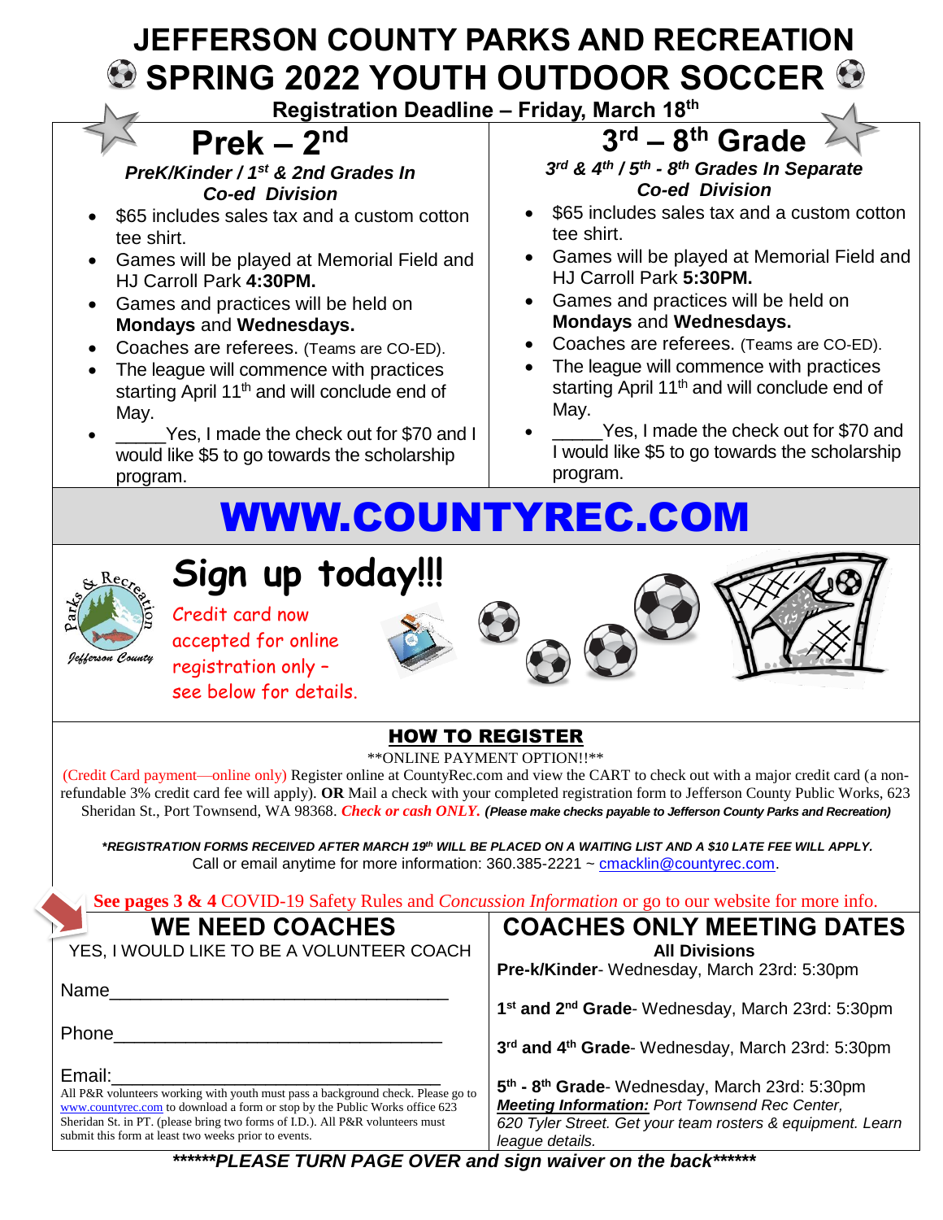# JEFFERSON COUNTY PARKS AND RECREATION

# SPRING 2022 YOUTH OUTDOOR SOCCER

**Registration Deadline – Friday, March 18th**

## Prek – 2nd

***PreK/Kinder / 1st & 2nd Grades In Co-ed Division***

- $65 includes sales tax and a custom cotton tee shirt.
- Games will be played at Memorial Field and HJ Carroll Park **4:30PM.**
- Games and practices will be held on **Mondays** and **Wednesdays.**
- Coaches are referees. (Teams are CO-ED).
- The league will commence with practices starting April 11th and will conclude end of May.
- _____Yes, I made the check out for $70 and I would like $5 to go towards the scholarship program.

## 3rd – 8th Grade

***3rd & 4th / 5th - 8th Grades In Separate Co-ed Division***

- $65 includes sales tax and a custom cotton tee shirt.
- Games will be played at Memorial Field and HJ Carroll Park **5:30PM.**
- Games and practices will be held on **Mondays** and **Wednesdays.**
- Coaches are referees. (Teams are CO-ED).
- The league will commence with practices starting April 11th and will conclude end of May.
- _____Yes, I made the check out for $70 and I would like $5 to go towards the scholarship program.

# WWW.COUNTYREC.COM

Parks & Recreation Jefferson County

## Sign up today!!!

Credit card now accepted for online registration only – see below for details.

## HOW TO REGISTER

**ONLINE PAYMENT OPTION!!**

(Credit Card payment—online only) Register online at CountyRec.com and view the CART to check out with a major credit card (a non-refundable 3% credit card fee will apply). **OR** Mail a check with your completed registration form to Jefferson County Public Works, 623 Sheridan St., Port Townsend, WA 98368. ***Check or cash ONLY.*** ***(Please make checks payable to Jefferson County Parks and Recreation)***

****REGISTRATION FORMS RECEIVED AFTER MARCH 19th WILL BE PLACED ON A WAITING LIST AND A $10 LATE FEE WILL APPLY.***
Call or email anytime for more information: 360.385-2221 ~ cmacklin@countyrec.com.

**See pages 3 & 4** COVID-19 Safety Rules and *Concussion Information* or go to our website for more info.

## WE NEED COACHES

YES, I WOULD LIKE TO BE A VOLUNTEER COACH

Name_________________________________

Phone________________________________

Email:________________________________

All P&R volunteers working with youth must pass a background check. Please go to www.countyrec.com to download a form or stop by the Public Works office 623 Sheridan St. in PT. (please bring two forms of I.D.). All P&R volunteers must submit this form at least two weeks prior to events.

## COACHES ONLY MEETING DATES

**All Divisions**

**Pre-k/Kinder**- Wednesday, March 23rd: 5:30pm

**1st and 2nd Grade**- Wednesday, March 23rd: 5:30pm

**3rd and 4th Grade**- Wednesday, March 23rd: 5:30pm

**5th - 8th Grade**- Wednesday, March 23rd: 5:30pm

***Meeting Information:*** *Port Townsend Rec Center, 620 Tyler Street. Get your team rosters & equipment. Learn league details.*

***\*\*\*\*\*\*PLEASE TURN PAGE OVER and sign waiver on the back\*\*\*\*\*\****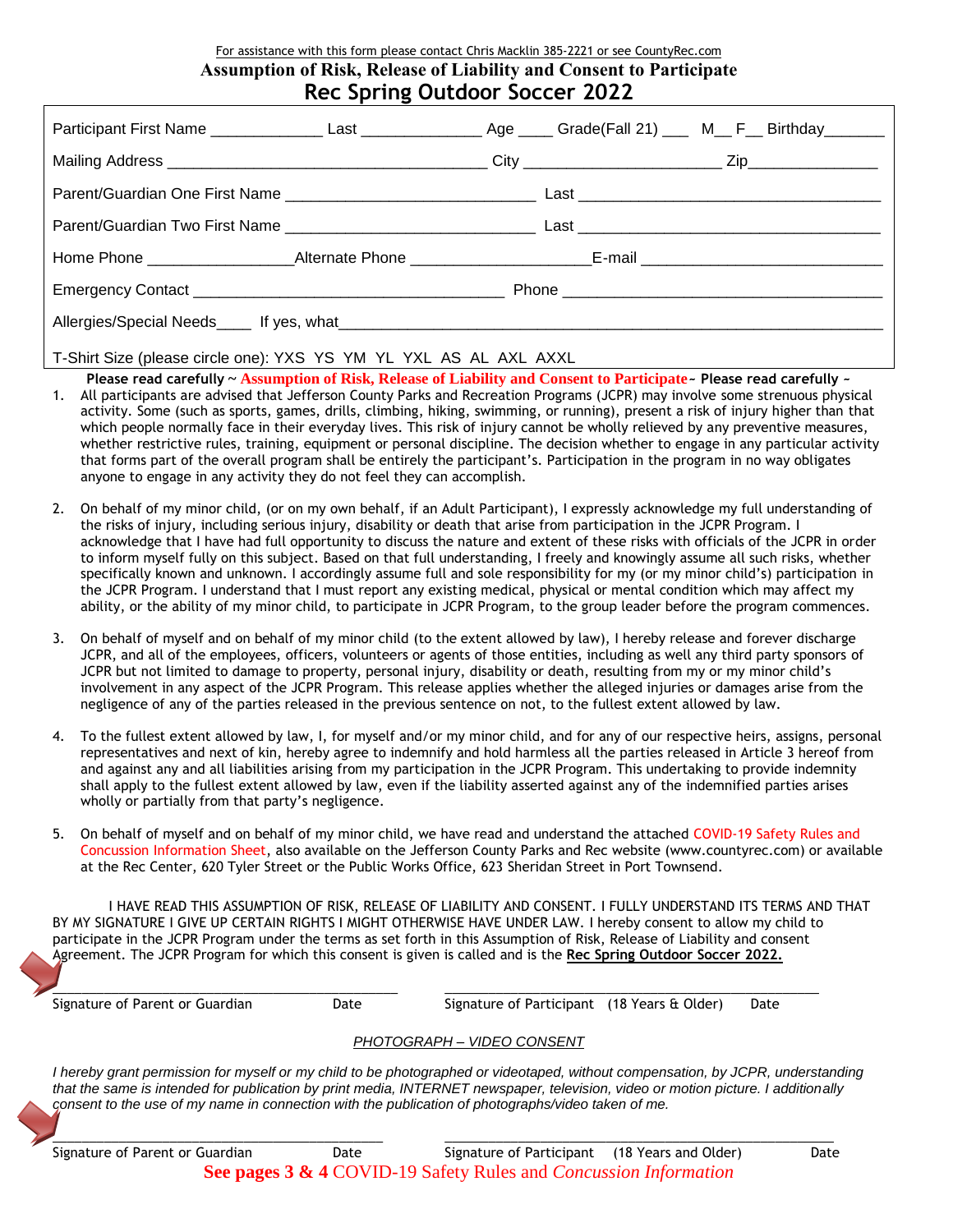For assistance with this form please contact Chris Macklin 385-2221 or see CountyRec.com

**Assumption of Risk, Release of Liability and Consent to Participate**

# Rec Spring Outdoor Soccer 2022

Participant First Name _____________ Last ______________ Age ____ Grade(Fall 21) ___ M__ F__ Birthday_______

Mailing Address _______________________________________ City ______________________ Zip_______________

Parent/Guardian One First Name _____________________________ Last ___________________________________

Parent/Guardian Two First Name _____________________________ Last ___________________________________

Home Phone ________________Alternate Phone ____________________E-mail ____________________________

Emergency Contact ____________________________________ Phone ______________________________________

Allergies/Special Needs____ If yes, what_________________________________________________________________

T-Shirt Size (please circle one): YXS YS YM YL YXL AS AL AXL AXXL

**Please read carefully ~ Assumption of Risk, Release of Liability and Consent to Participate~ Please read carefully ~**

1. All participants are advised that Jefferson County Parks and Recreation Programs (JCPR) may involve some strenuous physical activity. Some (such as sports, games, drills, climbing, hiking, swimming, or running), present a risk of injury higher than that which people normally face in their everyday lives. This risk of injury cannot be wholly relieved by any preventive measures, whether restrictive rules, training, equipment or personal discipline. The decision whether to engage in any particular activity that forms part of the overall program shall be entirely the participant's. Participation in the program in no way obligates anyone to engage in any activity they do not feel they can accomplish.

2. On behalf of my minor child, (or on my own behalf, if an Adult Participant), I expressly acknowledge my full understanding of the risks of injury, including serious injury, disability or death that arise from participation in the JCPR Program. I acknowledge that I have had full opportunity to discuss the nature and extent of these risks with officials of the JCPR in order to inform myself fully on this subject. Based on that full understanding, I freely and knowingly assume all such risks, whether specifically known and unknown. I accordingly assume full and sole responsibility for my (or my minor child's) participation in the JCPR Program. I understand that I must report any existing medical, physical or mental condition which may affect my ability, or the ability of my minor child, to participate in JCPR Program, to the group leader before the program commences.

3. On behalf of myself and on behalf of my minor child (to the extent allowed by law), I hereby release and forever discharge JCPR, and all of the employees, officers, volunteers or agents of those entities, including as well any third party sponsors of JCPR but not limited to damage to property, personal injury, disability or death, resulting from my or my minor child's involvement in any aspect of the JCPR Program. This release applies whether the alleged injuries or damages arise from the negligence of any of the parties released in the previous sentence on not, to the fullest extent allowed by law.

4. To the fullest extent allowed by law, I, for myself and/or my minor child, and for any of our respective heirs, assigns, personal representatives and next of kin, hereby agree to indemnify and hold harmless all the parties released in Article 3 hereof from and against any and all liabilities arising from my participation in the JCPR Program. This undertaking to provide indemnity shall apply to the fullest extent allowed by law, even if the liability asserted against any of the indemnified parties arises wholly or partially from that party's negligence.

5. On behalf of myself and on behalf of my minor child, we have read and understand the attached COVID-19 Safety Rules and Concussion Information Sheet, also available on the Jefferson County Parks and Rec website (www.countyrec.com) or available at the Rec Center, 620 Tyler Street or the Public Works Office, 623 Sheridan Street in Port Townsend.

I HAVE READ THIS ASSUMPTION OF RISK, RELEASE OF LIABILITY AND CONSENT. I FULLY UNDERSTAND ITS TERMS AND THAT BY MY SIGNATURE I GIVE UP CERTAIN RIGHTS I MIGHT OTHERWISE HAVE UNDER LAW. I hereby consent to allow my child to participate in the JCPR Program under the terms as set forth in this Assumption of Risk, Release of Liability and consent Agreement. The JCPR Program for which this consent is given is called and is the **Rec Spring Outdoor Soccer 2022.**

_____________________________________________ _____________________________________________

Signature of Parent or Guardian Date Signature of Participant (18 Years & Older) Date

*PHOTOGRAPH – VIDEO CONSENT*

*I hereby grant permission for myself or my child to be photographed or videotaped, without compensation, by JCPR, understanding that the same is intended for publication by print media, INTERNET newspaper, television, video or motion picture. I additionally consent to the use of my name in connection with the publication of photographs/video taken of me.*

_____________________________________________ _____________________________________________

Signature of Parent or Guardian Date Signature of Participant (18 Years and Older) Date

**See pages 3 & 4** COVID-19 Safety Rules and *Concussion Information*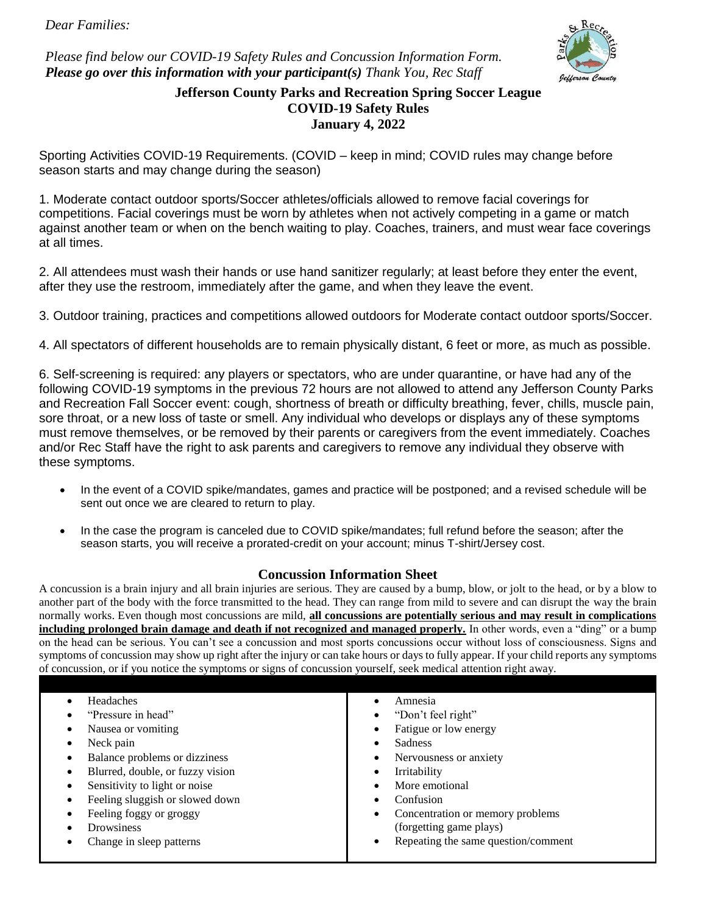*Dear Families:*

*Please find below our COVID-19 Safety Rules and Concussion Information Form.*
***Please go over this information with your participant(s)*** *Thank You, Rec Staff*

**Jefferson County Parks and Recreation Spring Soccer League**
**COVID-19 Safety Rules**
**January 4, 2022**

Sporting Activities COVID-19 Requirements. (COVID – keep in mind; COVID rules may change before season starts and may change during the season)

1. Moderate contact outdoor sports/Soccer athletes/officials allowed to remove facial coverings for competitions. Facial coverings must be worn by athletes when not actively competing in a game or match against another team or when on the bench waiting to play. Coaches, trainers, and must wear face coverings at all times.

2. All attendees must wash their hands or use hand sanitizer regularly; at least before they enter the event, after they use the restroom, immediately after the game, and when they leave the event.

3. Outdoor training, practices and competitions allowed outdoors for Moderate contact outdoor sports/Soccer.

4. All spectators of different households are to remain physically distant, 6 feet or more, as much as possible.

6. Self-screening is required: any players or spectators, who are under quarantine, or have had any of the following COVID-19 symptoms in the previous 72 hours are not allowed to attend any Jefferson County Parks and Recreation Fall Soccer event: cough, shortness of breath or difficulty breathing, fever, chills, muscle pain, sore throat, or a new loss of taste or smell. Any individual who develops or displays any of these symptoms must remove themselves, or be removed by their parents or caregivers from the event immediately. Coaches and/or Rec Staff have the right to ask parents and caregivers to remove any individual they observe with these symptoms.

- In the event of a COVID spike/mandates, games and practice will be postponed; and a revised schedule will be sent out once we are cleared to return to play.
- In the case the program is canceled due to COVID spike/mandates; full refund before the season; after the season starts, you will receive a prorated-credit on your account; minus T-shirt/Jersey cost.

## Concussion Information Sheet

A concussion is a brain injury and all brain injuries are serious. They are caused by a bump, blow, or jolt to the head, or by a blow to another part of the body with the force transmitted to the head. They can range from mild to severe and can disrupt the way the brain normally works. Even though most concussions are mild, **all concussions are potentially serious and may result in complications including prolonged brain damage and death if not recognized and managed properly.** In other words, even a "ding" or a bump on the head can be serious. You can't see a concussion and most sports concussions occur without loss of consciousness. Signs and symptoms of concussion may show up right after the injury or can take hours or days to fully appear. If your child reports any symptoms of concussion, or if you notice the symptoms or signs of concussion yourself, seek medical attention right away.

- Headaches
- "Pressure in head"
- Nausea or vomiting
- Neck pain
- Balance problems or dizziness
- Blurred, double, or fuzzy vision
- Sensitivity to light or noise
- Feeling sluggish or slowed down
- Feeling foggy or groggy
- Drowsiness
- Change in sleep patterns
- Amnesia
- "Don't feel right"
- Fatigue or low energy
- Sadness
- Nervousness or anxiety
- Irritability
- More emotional
- Confusion
- Concentration or memory problems (forgetting game plays)
- Repeating the same question/comment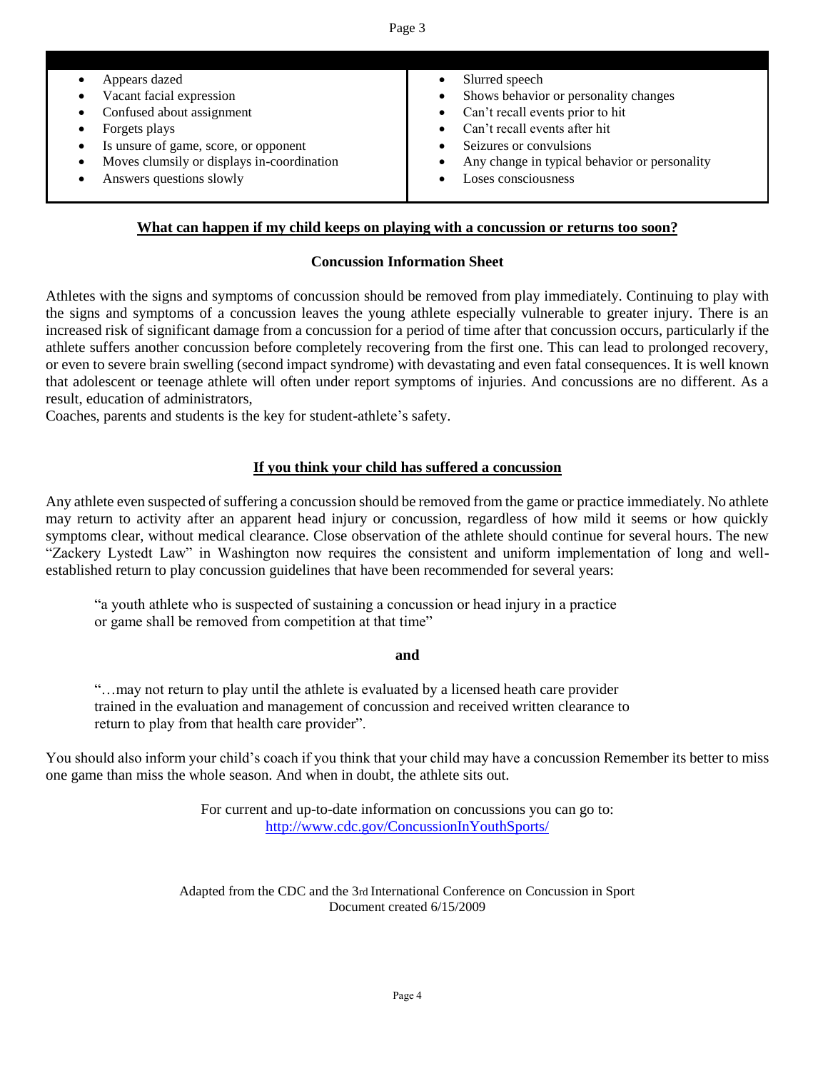| | |
|---|---|
| • Appears dazed<br>• Vacant facial expression<br>• Confused about assignment<br>• Forgets plays<br>• Is unsure of game, score, or opponent<br>• Moves clumsily or displays in-coordination<br>• Answers questions slowly | • Slurred speech<br>• Shows behavior or personality changes<br>• Can't recall events prior to hit<br>• Can't recall events after hit<br>• Seizures or convulsions<br>• Any change in typical behavior or personality<br>• Loses consciousness |

**<u>What can happen if my child keeps on playing with a concussion or returns too soon?</u>**

**Concussion Information Sheet**

Athletes with the signs and symptoms of concussion should be removed from play immediately. Continuing to play with the signs and symptoms of a concussion leaves the young athlete especially vulnerable to greater injury. There is an increased risk of significant damage from a concussion for a period of time after that concussion occurs, particularly if the athlete suffers another concussion before completely recovering from the first one. This can lead to prolonged recovery, or even to severe brain swelling (second impact syndrome) with devastating and even fatal consequences. It is well known that adolescent or teenage athlete will often under report symptoms of injuries. And concussions are no different. As a result, education of administrators,
Coaches, parents and students is the key for student-athlete's safety.

**<u>If you think your child has suffered a concussion</u>**

Any athlete even suspected of suffering a concussion should be removed from the game or practice immediately. No athlete may return to activity after an apparent head injury or concussion, regardless of how mild it seems or how quickly symptoms clear, without medical clearance. Close observation of the athlete should continue for several hours. The new "Zackery Lystedt Law" in Washington now requires the consistent and uniform implementation of long and well-established return to play concussion guidelines that have been recommended for several years:

> "a youth athlete who is suspected of sustaining a concussion or head injury in a practice or game shall be removed from competition at that time"

**and**

> "…may not return to play until the athlete is evaluated by a licensed heath care provider trained in the evaluation and management of concussion and received written clearance to return to play from that health care provider".

You should also inform your child's coach if you think that your child may have a concussion Remember its better to miss one game than miss the whole season. And when in doubt, the athlete sits out.

For current and up-to-date information on concussions you can go to:
http://www.cdc.gov/ConcussionInYouthSports/

Adapted from the CDC and the 3rd International Conference on Concussion in Sport
Document created 6/15/2009